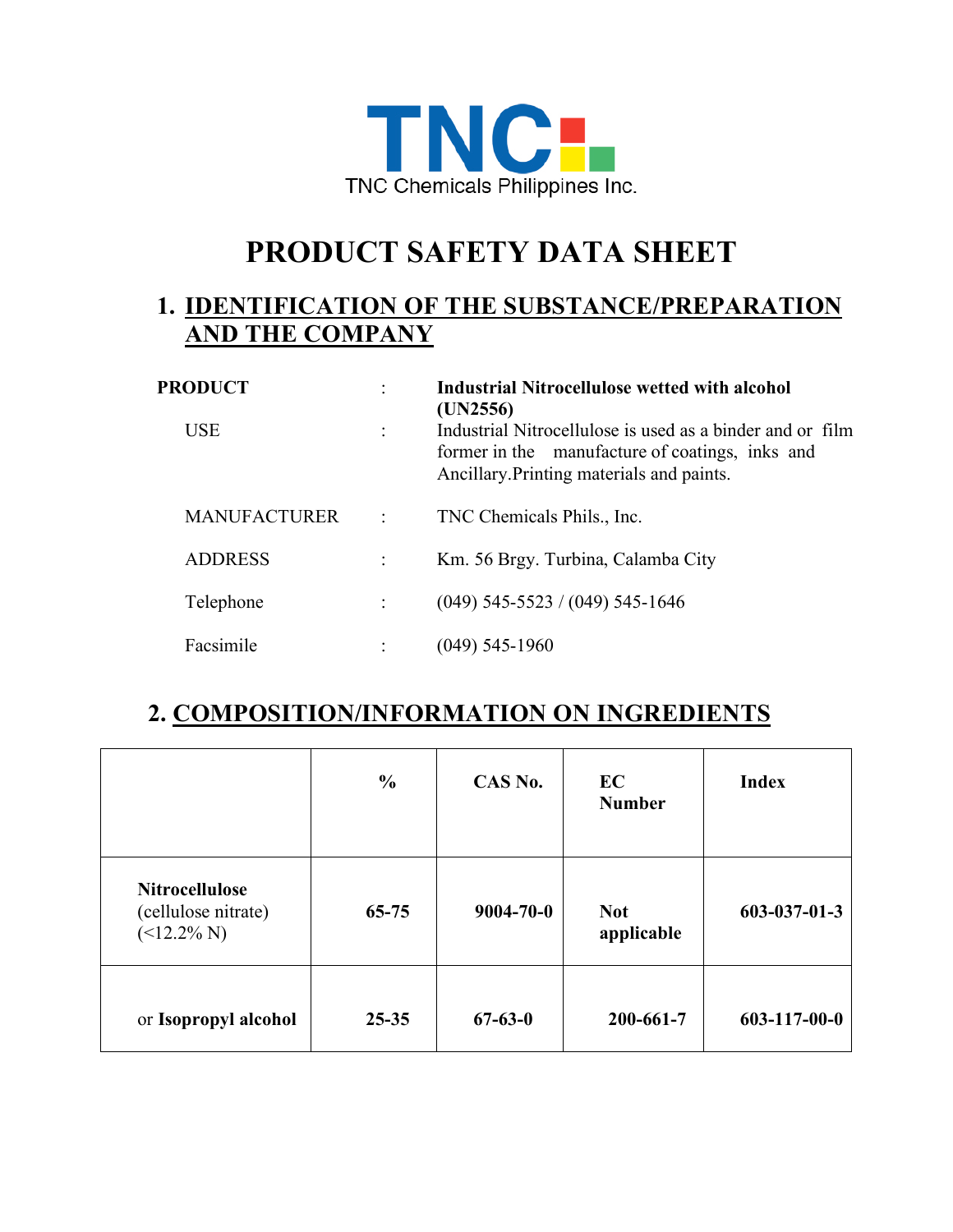TNC Chemicals Philippines Inc.

# PRODUCT SAFETY DATA SHEET

## 1. IDENTIFICATION OF THE SUBSTANCE/PREPARATION AND THE COMPANY

| | | |
|---|---|---|
| **PRODUCT** | : | **Industrial Nitrocellulose wetted with alcohol (UN2556)** |
| USE | : | Industrial Nitrocellulose is used as a binder and or film former in the manufacture of coatings, inks and Ancillary.Printing materials and paints. |
| MANUFACTURER | : | TNC Chemicals Phils., Inc. |
| ADDRESS | : | Km. 56 Brgy. Turbina, Calamba City |
| Telephone | : | (049) 545-5523 / (049) 545-1646 |
| Facsimile | : | (049) 545-1960 |

## 2. COMPOSITION/INFORMATION ON INGREDIENTS

| | **%** | **CAS No.** | **EC Number** | **Index** |
|---|---|---|---|---|
| **Nitrocellulose** (cellulose nitrate) (<12.2% N) | **65-75** | **9004-70-0** | **Not applicable** | **603-037-01-3** |
| or **Isopropyl alcohol** | **25-35** | **67-63-0** | **200-661-7** | **603-117-00-0** |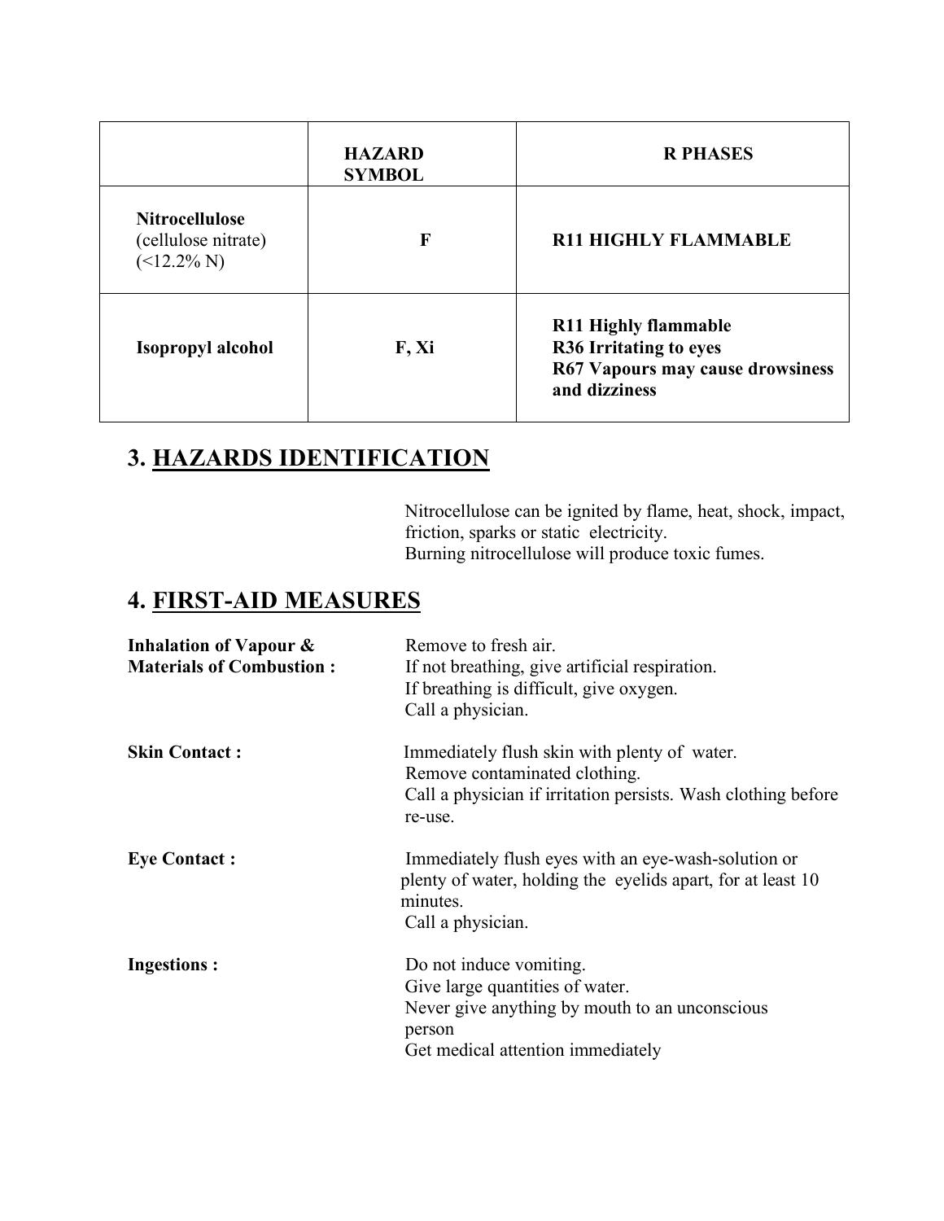| | **HAZARD SYMBOL** | **R PHASES** |
|---|---|---|
| **Nitrocellulose** (cellulose nitrate) (<12.2% N) | **F** | **R11 HIGHLY FLAMMABLE** |
| **Isopropyl alcohol** | **F, Xi** | **R11 Highly flammable**<br>**R36 Irritating to eyes**<br>**R67 Vapours may cause drowsiness and dizziness** |

## 3. HAZARDS IDENTIFICATION

Nitrocellulose can be ignited by flame, heat, shock, impact, friction, sparks or static electricity.
Burning nitrocellulose will produce toxic fumes.

## 4. FIRST-AID MEASURES

**Inhalation of Vapour & Materials of Combustion :**
Remove to fresh air.
If not breathing, give artificial respiration.
If breathing is difficult, give oxygen.
Call a physician.

**Skin Contact :**
Immediately flush skin with plenty of water.
Remove contaminated clothing.
Call a physician if irritation persists. Wash clothing before re-use.

**Eye Contact :**
Immediately flush eyes with an eye-wash-solution or plenty of water, holding the eyelids apart, for at least 10 minutes.
Call a physician.

**Ingestions :**
Do not induce vomiting.
Give large quantities of water.
Never give anything by mouth to an unconscious person
Get medical attention immediately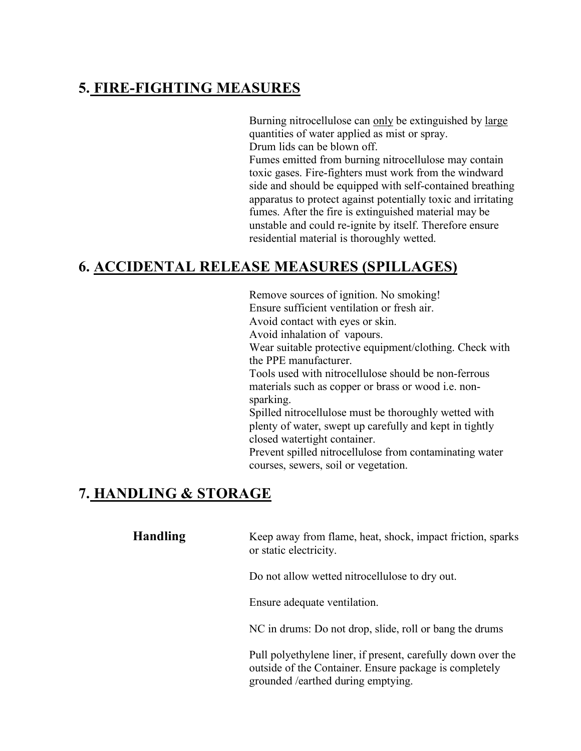## 5. FIRE-FIGHTING MEASURES

Burning nitrocellulose can only be extinguished by large quantities of water applied as mist or spray.
Drum lids can be blown off.
Fumes emitted from burning nitrocellulose may contain toxic gases. Fire-fighters must work from the windward side and should be equipped with self-contained breathing apparatus to protect against potentially toxic and irritating fumes. After the fire is extinguished material may be unstable and could re-ignite by itself. Therefore ensure residential material is thoroughly wetted.

## 6. ACCIDENTAL RELEASE MEASURES (SPILLAGES)

Remove sources of ignition. No smoking!
Ensure sufficient ventilation or fresh air.
Avoid contact with eyes or skin.
Avoid inhalation of vapours.
Wear suitable protective equipment/clothing. Check with the PPE manufacturer.
Tools used with nitrocellulose should be non-ferrous materials such as copper or brass or wood i.e. non-sparking.
Spilled nitrocellulose must be thoroughly wetted with plenty of water, swept up carefully and kept in tightly closed watertight container.
Prevent spilled nitrocellulose from contaminating water courses, sewers, soil or vegetation.

## 7. HANDLING & STORAGE

**Handling**

Keep away from flame, heat, shock, impact friction, sparks or static electricity.

Do not allow wetted nitrocellulose to dry out.

Ensure adequate ventilation.

NC in drums: Do not drop, slide, roll or bang the drums

Pull polyethylene liner, if present, carefully down over the outside of the Container. Ensure package is completely grounded /earthed during emptying.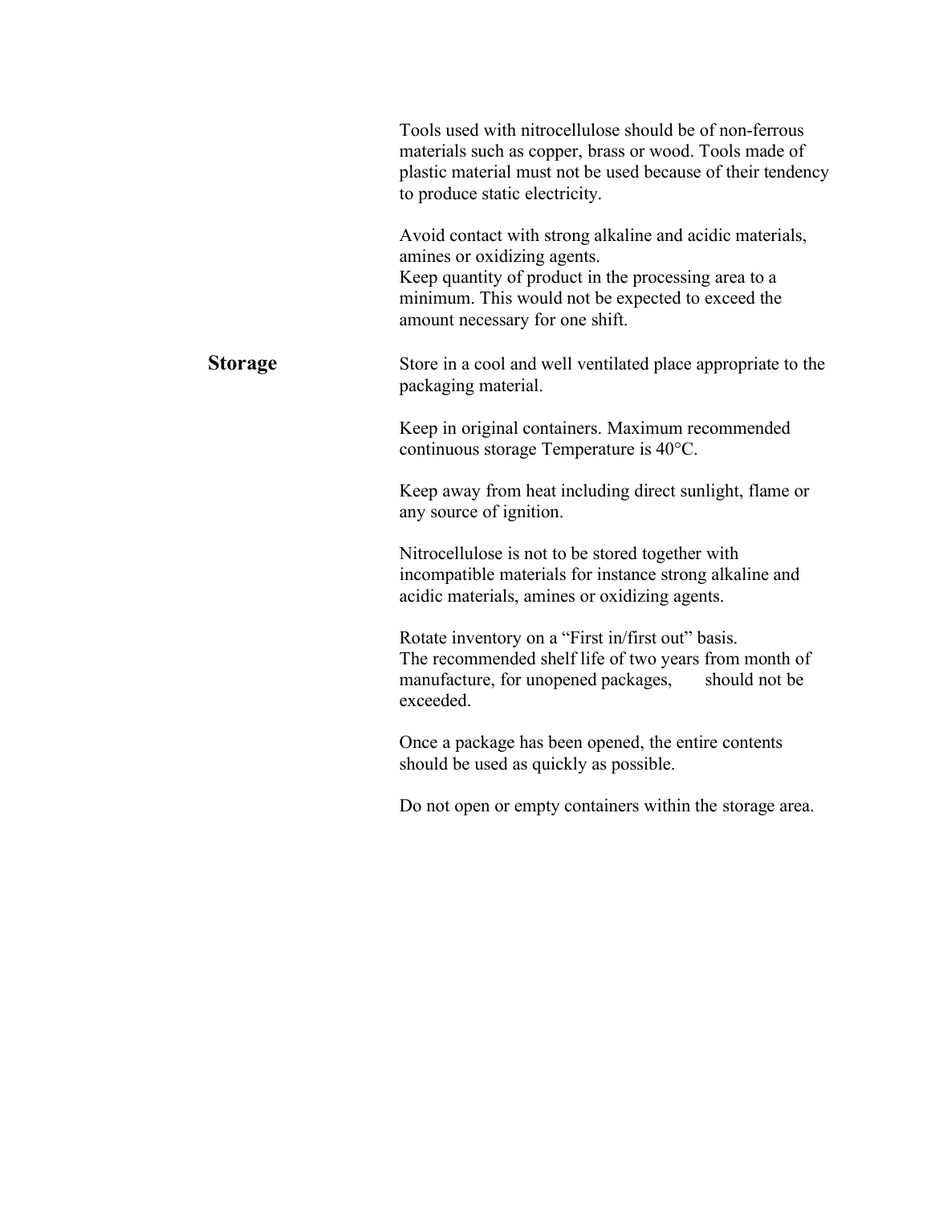Tools used with nitrocellulose should be of non-ferrous materials such as copper, brass or wood. Tools made of plastic material must not be used because of their tendency to produce static electricity.

Avoid contact with strong alkaline and acidic materials, amines or oxidizing agents.
Keep quantity of product in the processing area to a minimum. This would not be expected to exceed the amount necessary for one shift.

## Storage

Store in a cool and well ventilated place appropriate to the packaging material.

Keep in original containers. Maximum recommended continuous storage Temperature is 40°C.

Keep away from heat including direct sunlight, flame or any source of ignition.

Nitrocellulose is not to be stored together with incompatible materials for instance strong alkaline and acidic materials, amines or oxidizing agents.

Rotate inventory on a "First in/first out" basis.
The recommended shelf life of two years from month of manufacture, for unopened packages, should not be exceeded.

Once a package has been opened, the entire contents should be used as quickly as possible.

Do not open or empty containers within the storage area.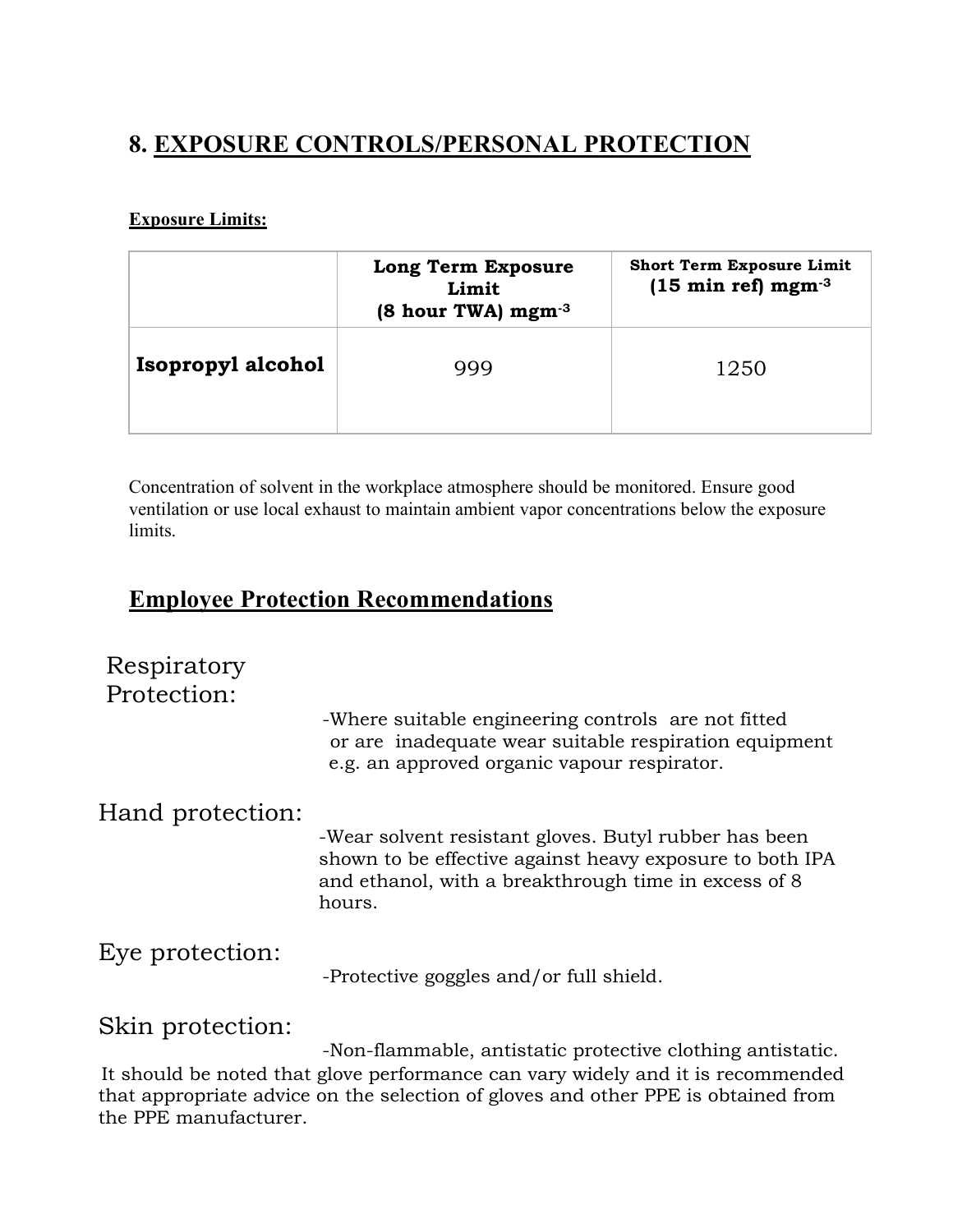## 8. EXPOSURE CONTROLS/PERSONAL PROTECTION

**Exposure Limits:**

| | **Long Term Exposure Limit (8 hour TWA) $mgm^{-3}$** | **Short Term Exposure Limit (15 min ref) $mgm^{-3}$** |
|---|---|---|
| **Isopropyl alcohol** | 999 | 1250 |

Concentration of solvent in the workplace atmosphere should be monitored. Ensure good ventilation or use local exhaust to maintain ambient vapor concentrations below the exposure limits.

## Employee Protection Recommendations

**Respiratory Protection:**

-Where suitable engineering controls are not fitted or are inadequate wear suitable respiration equipment e.g. an approved organic vapour respirator.

**Hand protection:**

-Wear solvent resistant gloves. Butyl rubber has been shown to be effective against heavy exposure to both IPA and ethanol, with a breakthrough time in excess of 8 hours.

**Eye protection:**

-Protective goggles and/or full shield.

**Skin protection:**

-Non-flammable, antistatic protective clothing antistatic.

It should be noted that glove performance can vary widely and it is recommended that appropriate advice on the selection of gloves and other PPE is obtained from the PPE manufacturer.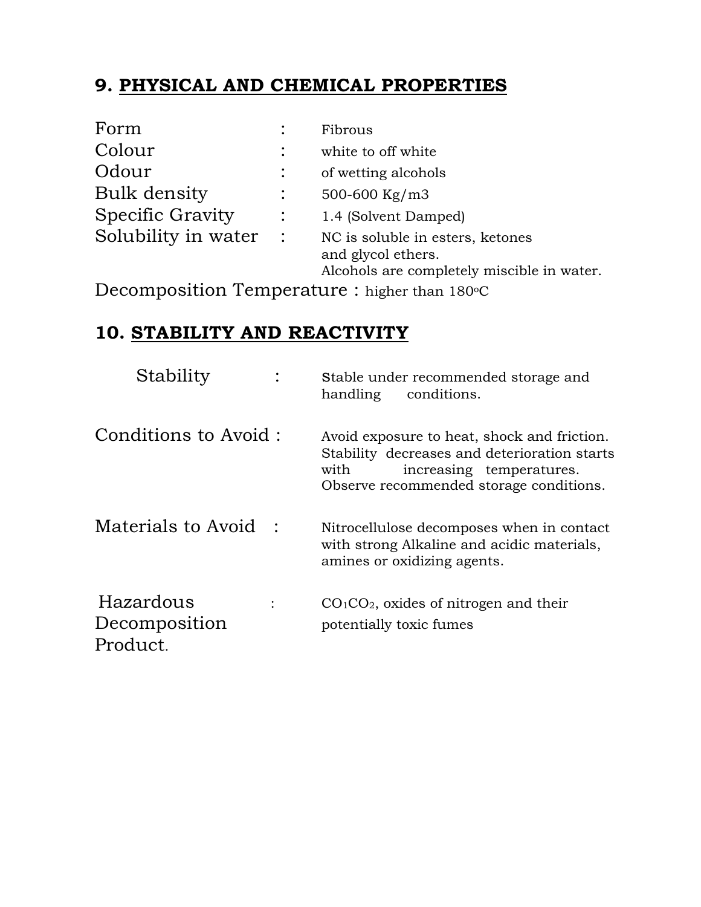## 9. PHYSICAL AND CHEMICAL PROPERTIES

| | | |
|---|---|---|
| Form | : | Fibrous |
| Colour | : | white to off white |
| Odour | : | of wetting alcohols |
| Bulk density | : | 500-600 Kg/m3 |
| Specific Gravity | : | 1.4 (Solvent Damped) |
| Solubility in water | : | NC is soluble in esters, ketones and glycol ethers. Alcohols are completely miscible in water. |

Decomposition Temperature : higher than 180$^{o}$C

## 10. STABILITY AND REACTIVITY

| | | |
|---|---|---|
| Stability | : | stable under recommended storage and handling conditions. |
| Conditions to Avoid | : | Avoid exposure to heat, shock and friction. Stability decreases and deterioration starts with increasing temperatures. Observe recommended storage conditions. |
| Materials to Avoid | : | Nitrocellulose decomposes when in contact with strong Alkaline and acidic materials, amines or oxidizing agents. |
| Hazardous Decomposition Product. | : | $CO_1CO_2$, oxides of nitrogen and their potentially toxic fumes |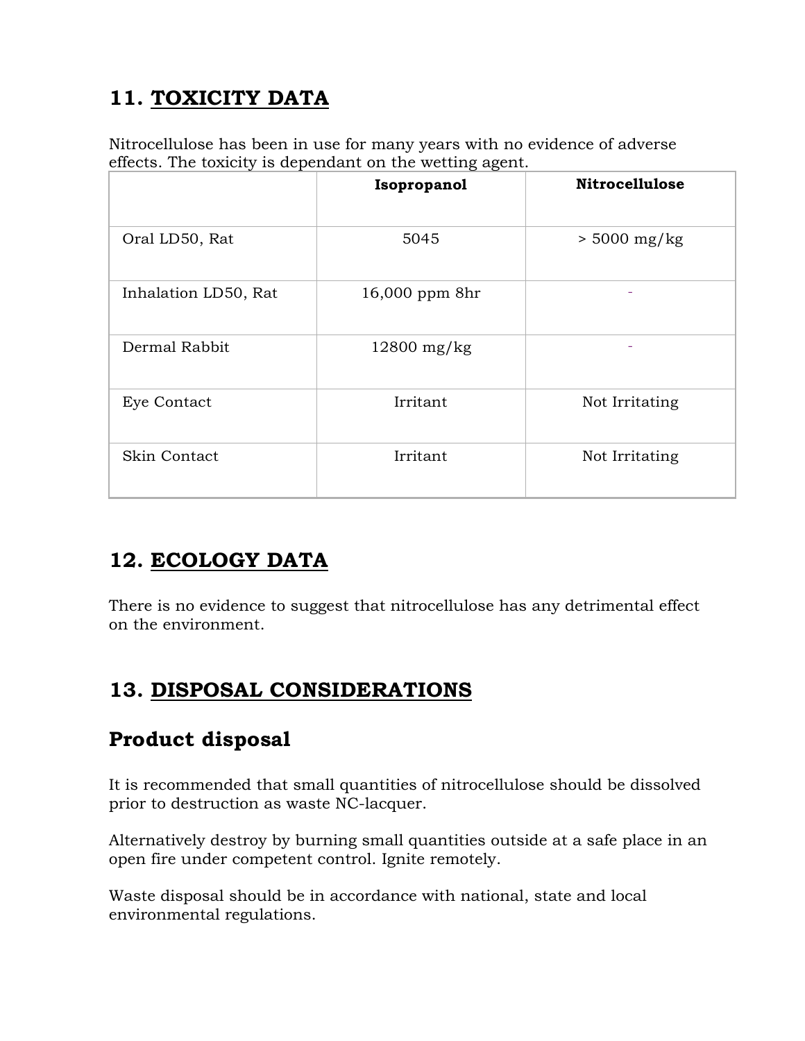## 11. TOXICITY DATA

Nitrocellulose has been in use for many years with no evidence of adverse effects. The toxicity is dependant on the wetting agent.

| | **Isopropanol** | **Nitrocellulose** |
|---|---|---|
| Oral LD50, Rat | 5045 | > 5000 mg/kg |
| Inhalation LD50, Rat | 16,000 ppm 8hr | - |
| Dermal Rabbit | 12800 mg/kg | - |
| Eye Contact | Irritant | Not Irritating |
| Skin Contact | Irritant | Not Irritating |

## 12. ECOLOGY DATA

There is no evidence to suggest that nitrocellulose has any detrimental effect on the environment.

## 13. DISPOSAL CONSIDERATIONS

### Product disposal

It is recommended that small quantities of nitrocellulose should be dissolved prior to destruction as waste NC-lacquer.

Alternatively destroy by burning small quantities outside at a safe place in an open fire under competent control. Ignite remotely.

Waste disposal should be in accordance with national, state and local environmental regulations.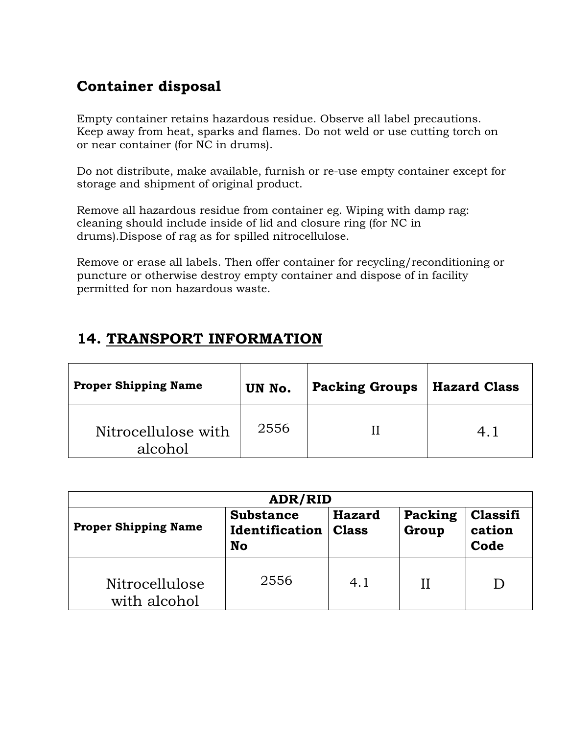## Container disposal

Empty container retains hazardous residue. Observe all label precautions. Keep away from heat, sparks and flames. Do not weld or use cutting torch on or near container (for NC in drums).

Do not distribute, make available, furnish or re-use empty container except for storage and shipment of original product.

Remove all hazardous residue from container eg. Wiping with damp rag: cleaning should include inside of lid and closure ring (for NC in drums).Dispose of rag as for spilled nitrocellulose.

Remove or erase all labels. Then offer container for recycling/reconditioning or puncture or otherwise destroy empty container and dispose of in facility permitted for non hazardous waste.

## 14. TRANSPORT INFORMATION

| Proper Shipping Name | UN No. | Packing Groups | Hazard Class |
|---|---|---|---|
| Nitrocellulose with alcohol | 2556 | II | 4.1 |

| ADR/RID | | | | |
|---|---|---|---|---|
| **Proper Shipping Name** | **Substance Identification No** | **Hazard Class** | **Packing Group** | **Classification Code** |
| Nitrocellulose with alcohol | 2556 | 4.1 | II | D |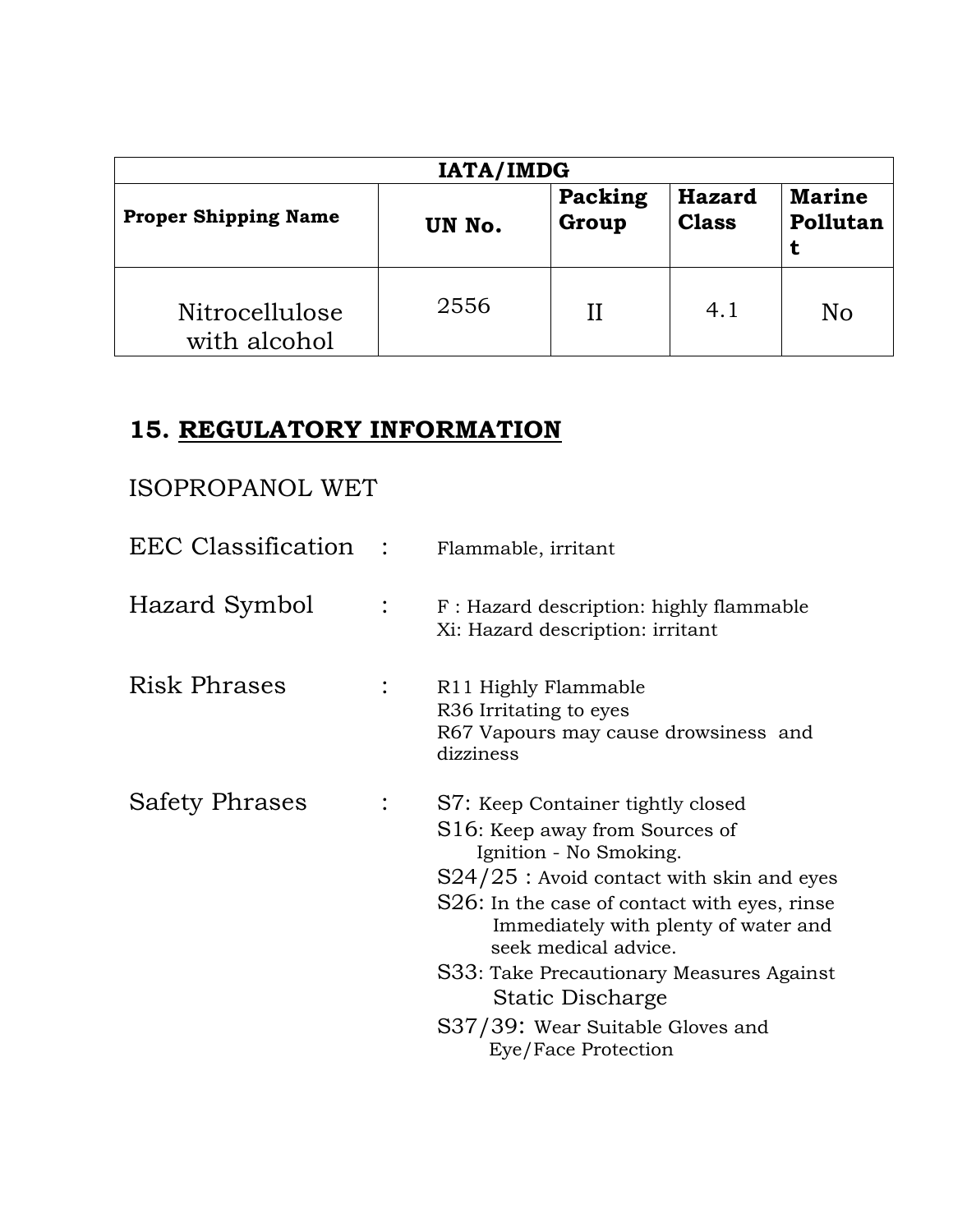| IATA/IMDG | | | | |
|---|---|---|---|---|
| **Proper Shipping Name** | **UN No.** | **Packing Group** | **Hazard Class** | **Marine Pollutant** |
| Nitrocellulose with alcohol | 2556 | II | 4.1 | No |

## 15. REGULATORY INFORMATION

ISOPROPANOL WET

EEC Classification : Flammable, irritant

Hazard Symbol : F : Hazard description: highly flammable
Xi: Hazard description: irritant

Risk Phrases : R11 Highly Flammable
R36 Irritating to eyes
R67 Vapours may cause drowsiness and dizziness

Safety Phrases :
- S7: Keep Container tightly closed
- S16: Keep away from Sources of Ignition - No Smoking.
- S24/25 : Avoid contact with skin and eyes
- S26: In the case of contact with eyes, rinse Immediately with plenty of water and seek medical advice.
- S33: Take Precautionary Measures Against Static Discharge
- S37/39: Wear Suitable Gloves and Eye/Face Protection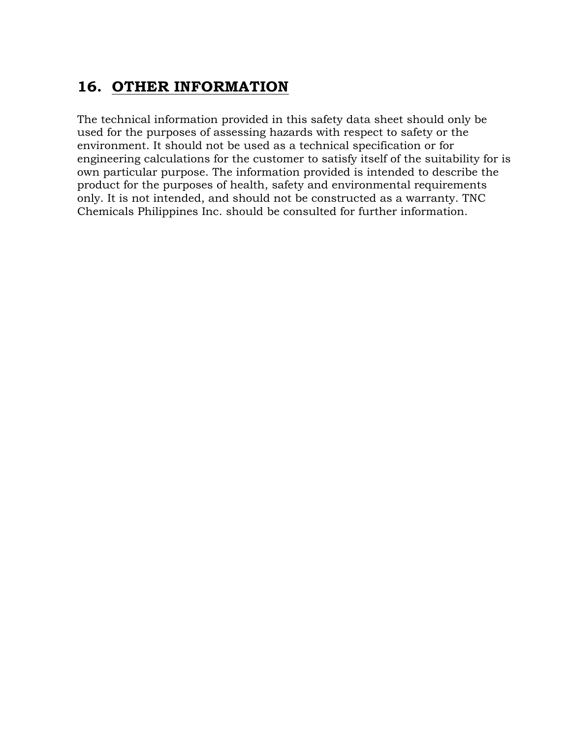## 16. OTHER INFORMATION

The technical information provided in this safety data sheet should only be used for the purposes of assessing hazards with respect to safety or the environment. It should not be used as a technical specification or for engineering calculations for the customer to satisfy itself of the suitability for is own particular purpose. The information provided is intended to describe the product for the purposes of health, safety and environmental requirements only. It is not intended, and should not be constructed as a warranty. TNC Chemicals Philippines Inc. should be consulted for further information.